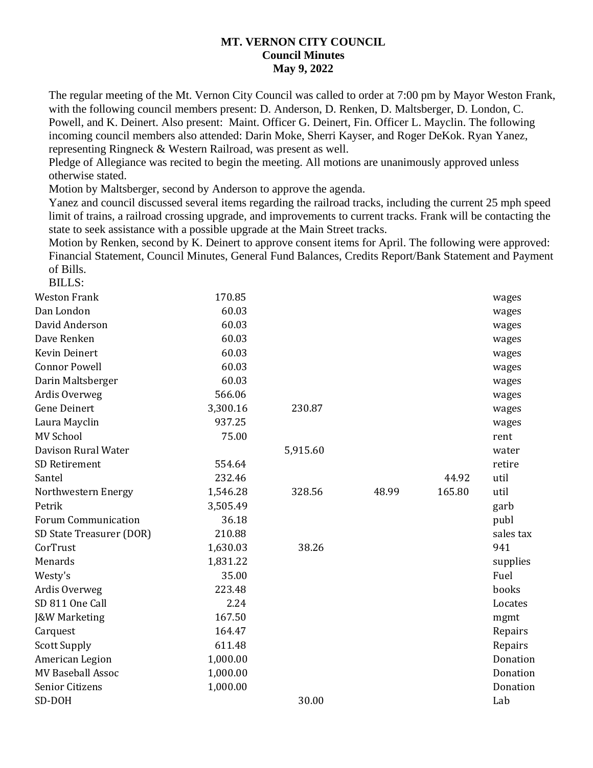**MT. VERNON CITY COUNCIL**
**Council Minutes**
**May 9, 2022**

The regular meeting of the Mt. Vernon City Council was called to order at 7:00 pm by Mayor Weston Frank, with the following council members present: D. Anderson, D. Renken, D. Maltsberger, D. London, C. Powell, and K. Deinert. Also present: Maint. Officer G. Deinert, Fin. Officer L. Mayclin. The following incoming council members also attended: Darin Moke, Sherri Kayser, and Roger DeKok. Ryan Yanez, representing Ringneck & Western Railroad, was present as well.

Pledge of Allegiance was recited to begin the meeting. All motions are unanimously approved unless otherwise stated.

Motion by Maltsberger, second by Anderson to approve the agenda.

Yanez and council discussed several items regarding the railroad tracks, including the current 25 mph speed limit of trains, a railroad crossing upgrade, and improvements to current tracks. Frank will be contacting the state to seek assistance with a possible upgrade at the Main Street tracks.

Motion by Renken, second by K. Deinert to approve consent items for April. The following were approved: Financial Statement, Council Minutes, General Fund Balances, Credits Report/Bank Statement and Payment of Bills.

BILLS:

| | | | | | |
|---|---|---|---|---|---|
| Weston Frank | 170.85 | | | | wages |
| Dan London | 60.03 | | | | wages |
| David Anderson | 60.03 | | | | wages |
| Dave Renken | 60.03 | | | | wages |
| Kevin Deinert | 60.03 | | | | wages |
| Connor Powell | 60.03 | | | | wages |
| Darin Maltsberger | 60.03 | | | | wages |
| Ardis Overweg | 566.06 | | | | wages |
| Gene Deinert | 3,300.16 | 230.87 | | | wages |
| Laura Mayclin | 937.25 | | | | wages |
| MV School | 75.00 | | | | rent |
| Davison Rural Water | | 5,915.60 | | | water |
| SD Retirement | 554.64 | | | | retire |
| Santel | 232.46 | | | 44.92 | util |
| Northwestern Energy | 1,546.28 | 328.56 | 48.99 | 165.80 | util |
| Petrik | 3,505.49 | | | | garb |
| Forum Communication | 36.18 | | | | publ |
| SD State Treasurer (DOR) | 210.88 | | | | sales tax |
| CorTrust | 1,630.03 | 38.26 | | | 941 |
| Menards | 1,831.22 | | | | supplies |
| Westy's | 35.00 | | | | Fuel |
| Ardis Overweg | 223.48 | | | | books |
| SD 811 One Call | 2.24 | | | | Locates |
| J&W Marketing | 167.50 | | | | mgmt |
| Carquest | 164.47 | | | | Repairs |
| Scott Supply | 611.48 | | | | Repairs |
| American Legion | 1,000.00 | | | | Donation |
| MV Baseball Assoc | 1,000.00 | | | | Donation |
| Senior Citizens | 1,000.00 | | | | Donation |
| SD-DOH | | 30.00 | | | Lab |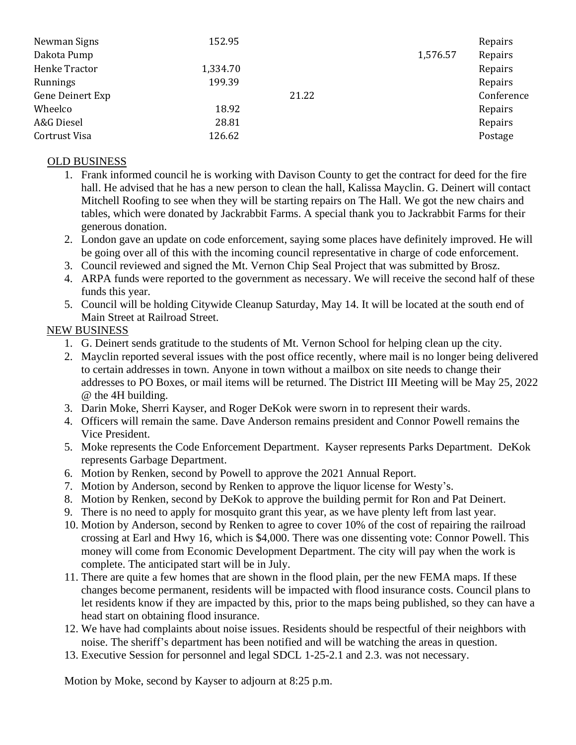| | | | | |
|---|---|---|---|---|
| Newman Signs | 152.95 | | | Repairs |
| Dakota Pump | | | 1,576.57 | Repairs |
| Henke Tractor | 1,334.70 | | | Repairs |
| Runnings | 199.39 | | | Repairs |
| Gene Deinert Exp | | 21.22 | | Conference |
| Wheelco | 18.92 | | | Repairs |
| A&G Diesel | 28.81 | | | Repairs |
| Cortrust Visa | 126.62 | | | Postage |

OLD BUSINESS

1. Frank informed council he is working with Davison County to get the contract for deed for the fire hall. He advised that he has a new person to clean the hall, Kalissa Mayclin. G. Deinert will contact Mitchell Roofing to see when they will be starting repairs on The Hall. We got the new chairs and tables, which were donated by Jackrabbit Farms. A special thank you to Jackrabbit Farms for their generous donation.
2. London gave an update on code enforcement, saying some places have definitely improved. He will be going over all of this with the incoming council representative in charge of code enforcement.
3. Council reviewed and signed the Mt. Vernon Chip Seal Project that was submitted by Brosz.
4. ARPA funds were reported to the government as necessary. We will receive the second half of these funds this year.
5. Council will be holding Citywide Cleanup Saturday, May 14. It will be located at the south end of Main Street at Railroad Street.

NEW BUSINESS

1. G. Deinert sends gratitude to the students of Mt. Vernon School for helping clean up the city.
2. Mayclin reported several issues with the post office recently, where mail is no longer being delivered to certain addresses in town. Anyone in town without a mailbox on site needs to change their addresses to PO Boxes, or mail items will be returned. The District III Meeting will be May 25, 2022 @ the 4H building.
3. Darin Moke, Sherri Kayser, and Roger DeKok were sworn in to represent their wards.
4. Officers will remain the same. Dave Anderson remains president and Connor Powell remains the Vice President.
5. Moke represents the Code Enforcement Department. Kayser represents Parks Department. DeKok represents Garbage Department.
6. Motion by Renken, second by Powell to approve the 2021 Annual Report.
7. Motion by Anderson, second by Renken to approve the liquor license for Westy's.
8. Motion by Renken, second by DeKok to approve the building permit for Ron and Pat Deinert.
9. There is no need to apply for mosquito grant this year, as we have plenty left from last year.
10. Motion by Anderson, second by Renken to agree to cover 10% of the cost of repairing the railroad crossing at Earl and Hwy 16, which is $4,000. There was one dissenting vote: Connor Powell. This money will come from Economic Development Department. The city will pay when the work is complete. The anticipated start will be in July.
11. There are quite a few homes that are shown in the flood plain, per the new FEMA maps. If these changes become permanent, residents will be impacted with flood insurance costs. Council plans to let residents know if they are impacted by this, prior to the maps being published, so they can have a head start on obtaining flood insurance.
12. We have had complaints about noise issues. Residents should be respectful of their neighbors with noise. The sheriff's department has been notified and will be watching the areas in question.
13. Executive Session for personnel and legal SDCL 1-25-2.1 and 2.3. was not necessary.

Motion by Moke, second by Kayser to adjourn at 8:25 p.m.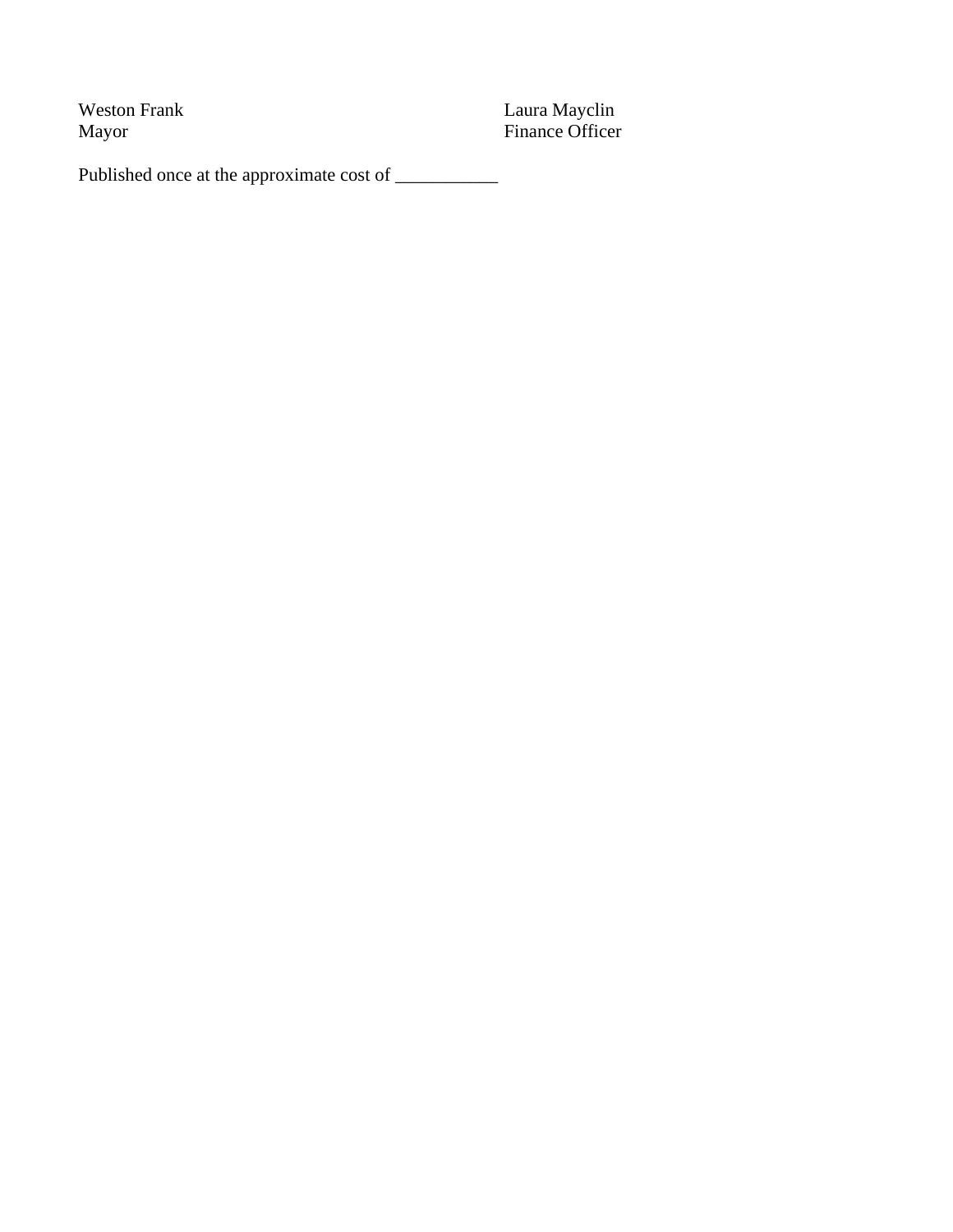| | |
|---|---|
| Weston Frank | Laura Mayclin |
| Mayor | Finance Officer |

Published once at the approximate cost of ___________